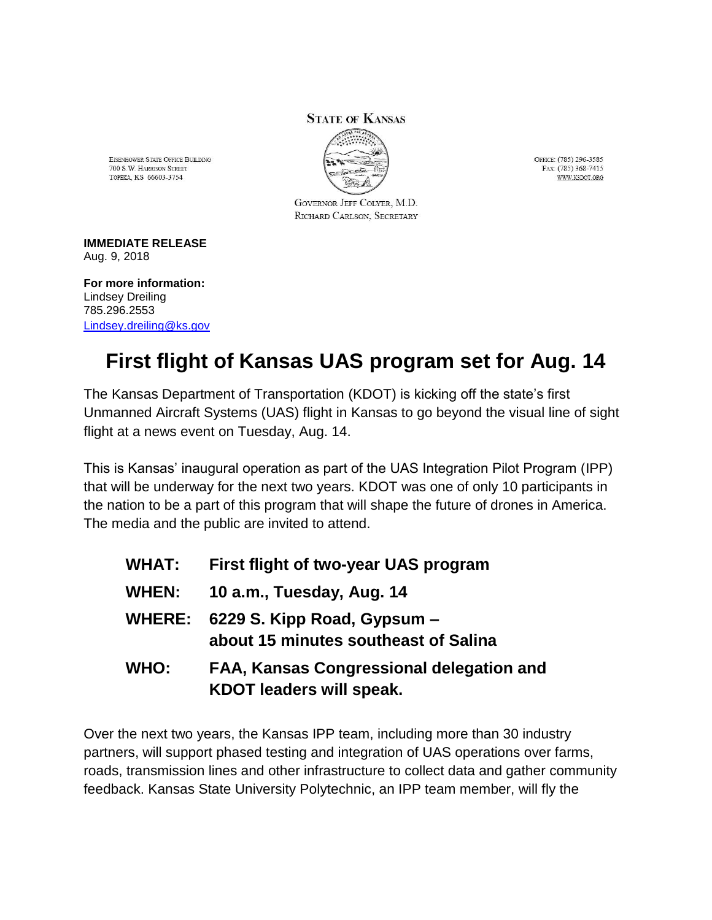STATE OF KANSAS

EISENHOWER STATE OFFICE BUILDING
700 S.W. HARRISON STREET
TOPEKA, KS 66603-3754

OFFICE: (785) 296-3585
FAX: (785) 368-7415
WWW.KSDOT.ORG

GOVERNOR JEFF COLYER, M.D.
RICHARD CARLSON, SECRETARY

**IMMEDIATE RELEASE**
Aug. 9, 2018

**For more information:**
Lindsey Dreiling
785.296.2553
Lindsey.dreiling@ks.gov

# First flight of Kansas UAS program set for Aug. 14

The Kansas Department of Transportation (KDOT) is kicking off the state's first Unmanned Aircraft Systems (UAS) flight in Kansas to go beyond the visual line of sight flight at a news event on Tuesday, Aug. 14.

This is Kansas' inaugural operation as part of the UAS Integration Pilot Program (IPP) that will be underway for the next two years. KDOT was one of only 10 participants in the nation to be a part of this program that will shape the future of drones in America. The media and the public are invited to attend.

**WHAT:** **First flight of two-year UAS program**

**WHEN:** **10 a.m., Tuesday, Aug. 14**

**WHERE:** **6229 S. Kipp Road, Gypsum – about 15 minutes southeast of Salina**

**WHO:** **FAA, Kansas Congressional delegation and KDOT leaders will speak.**

Over the next two years, the Kansas IPP team, including more than 30 industry partners, will support phased testing and integration of UAS operations over farms, roads, transmission lines and other infrastructure to collect data and gather community feedback. Kansas State University Polytechnic, an IPP team member, will fly the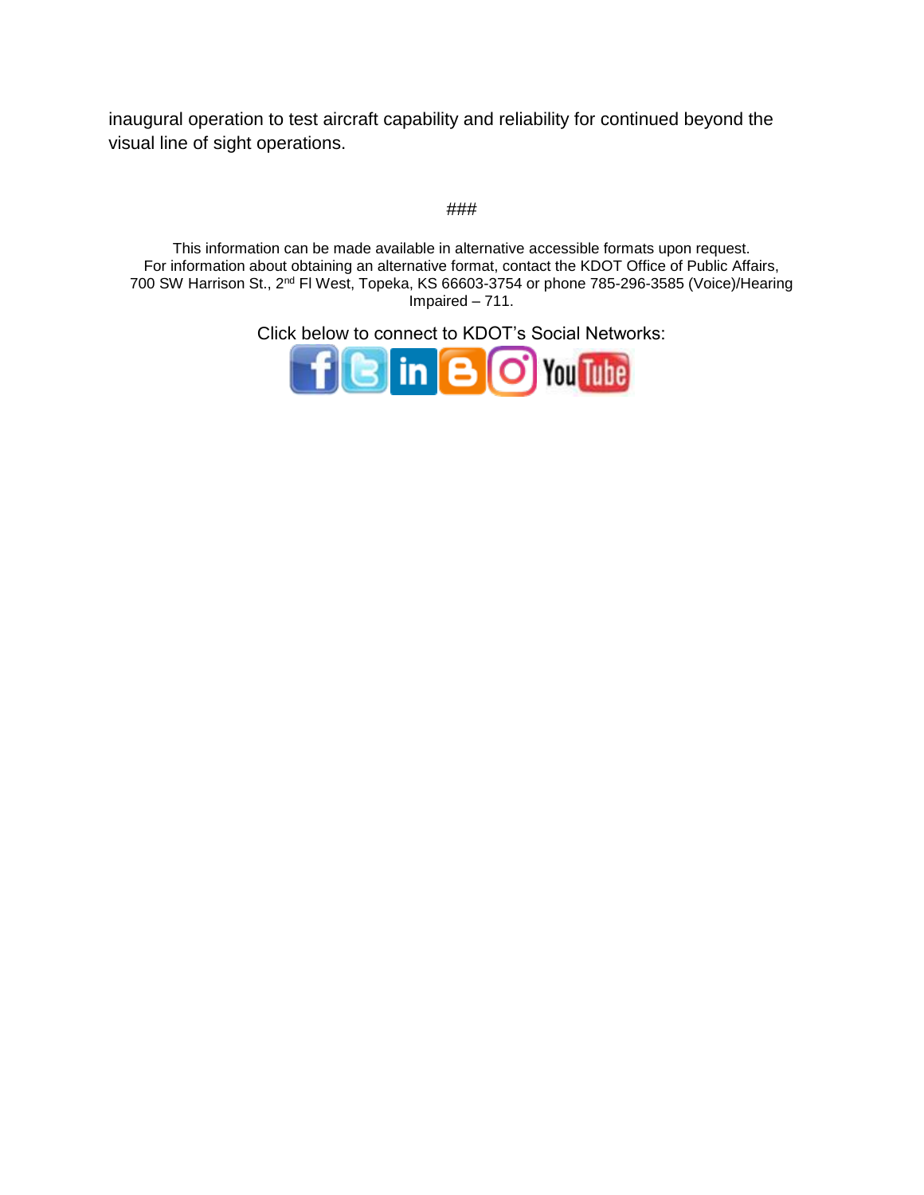inaugural operation to test aircraft capability and reliability for continued beyond the visual line of sight operations.

###

This information can be made available in alternative accessible formats upon request. For information about obtaining an alternative format, contact the KDOT Office of Public Affairs, 700 SW Harrison St., 2nd Fl West, Topeka, KS 66603-3754 or phone 785-296-3585 (Voice)/Hearing Impaired – 711.

Click below to connect to KDOT's Social Networks: